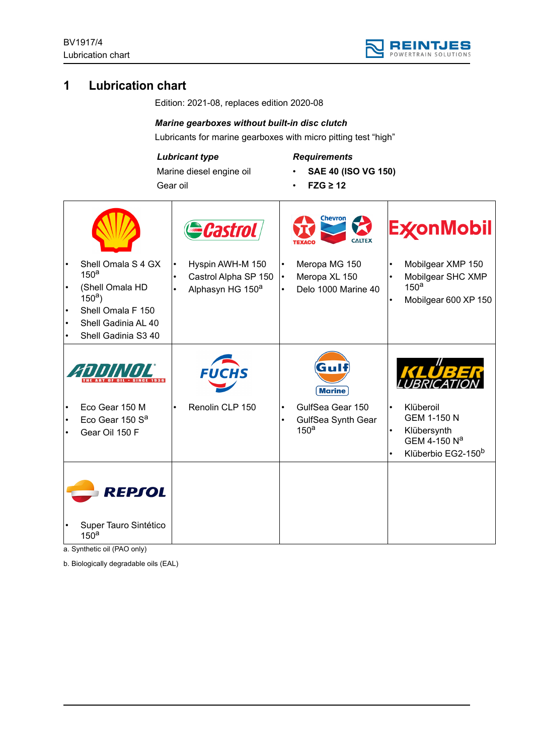# 1 Lubrication chart

Edition: 2021-08, replaces edition 2020-08

***Marine gearboxes without built-in disc clutch***

Lubricants for marine gearboxes with micro pitting test "high"

| ***Lubricant type*** | ***Requirements*** |
|---|---|
| Marine diesel engine oil | • **SAE 40 (ISO VG 150)** |
| Gear oil | • **FZG ≥ 12** |

| Shell | Castrol | Texaco / Chevron / Caltex | ExxonMobil |
|---|---|---|---|
| • Shell Omala S 4 GX 150[a]<br>• (Shell Omala HD 150[a])<br>• Shell Omala F 150<br>• Shell Gadinia AL 40<br>• Shell Gadinia S3 40 | • Hyspin AWH-M 150<br>• Castrol Alpha SP 150<br>• Alphasyn HG 150[a] | • Meropa MG 150<br>• Meropa XL 150<br>• Delo 1000 Marine 40 | • Mobilgear XMP 150<br>• Mobilgear SHC XMP 150[a]<br>• Mobilgear 600 XP 150 |
| **Addinol** | **Fuchs** | **Gulf Marine** | **Klüber Lubrication** |
| • Eco Gear 150 M<br>• Eco Gear 150 S[a]<br>• Gear Oil 150 F | • Renolin CLP 150 | • GulfSea Gear 150<br>• GulfSea Synth Gear 150[a] | • Klüberoil GEM 1-150 N<br>• Klübersynth GEM 4-150 N[a]<br>• Klüberbio EG2-150[b] |
| **Repsol** | | | |
| • Super Tauro Sintético 150[a] | | | |

a. Synthetic oil (PAO only)

b. Biologically degradable oils (EAL)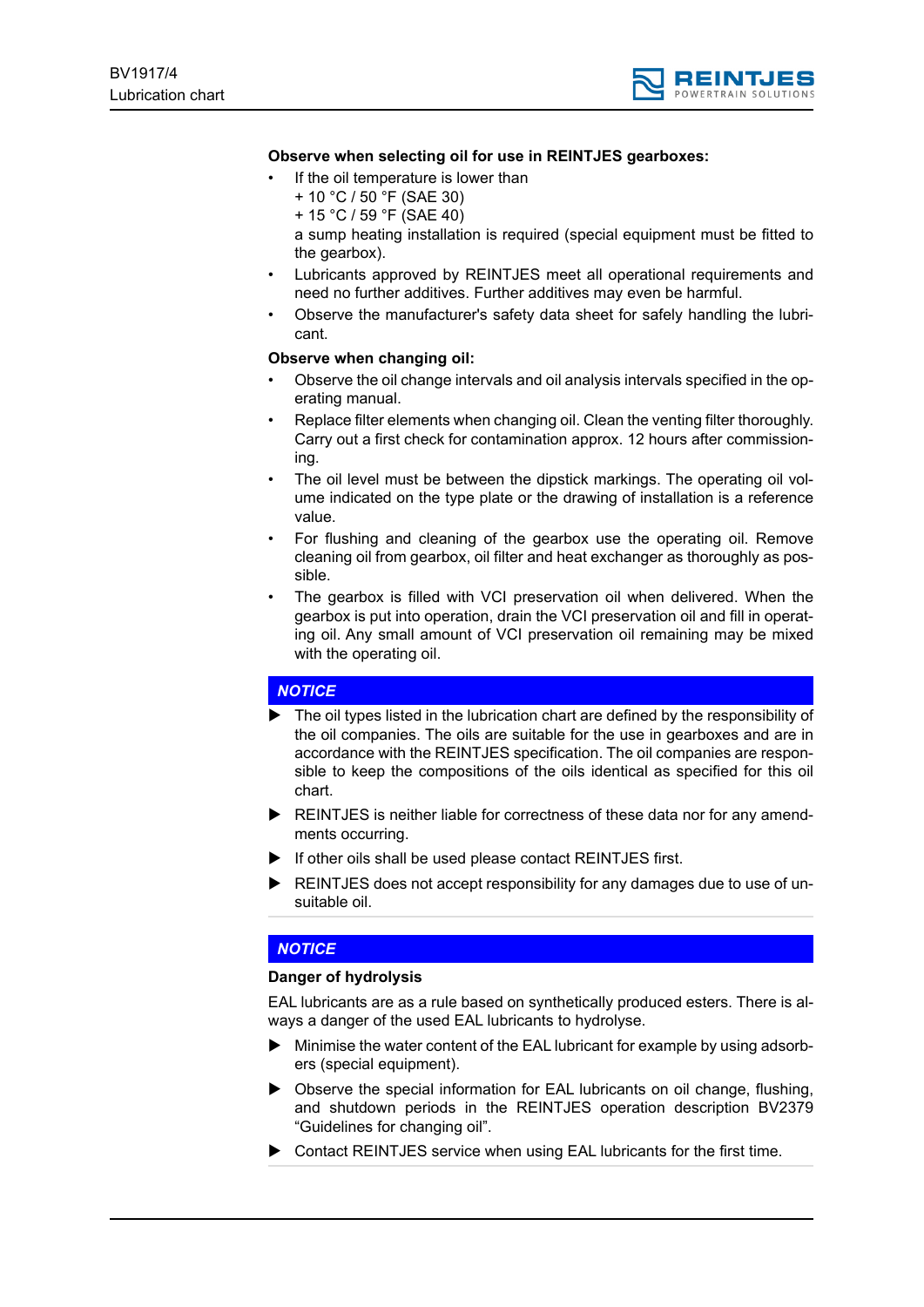**Observe when selecting oil for use in REINTJES gearboxes:**

- If the oil temperature is lower than
  + 10 °C / 50 °F (SAE 30)
  + 15 °C / 59 °F (SAE 40)
  a sump heating installation is required (special equipment must be fitted to the gearbox).
- Lubricants approved by REINTJES meet all operational requirements and need no further additives. Further additives may even be harmful.
- Observe the manufacturer's safety data sheet for safely handling the lubricant.

**Observe when changing oil:**

- Observe the oil change intervals and oil analysis intervals specified in the operating manual.
- Replace filter elements when changing oil. Clean the venting filter thoroughly. Carry out a first check for contamination approx. 12 hours after commissioning.
- The oil level must be between the dipstick markings. The operating oil volume indicated on the type plate or the drawing of installation is a reference value.
- For flushing and cleaning of the gearbox use the operating oil. Remove cleaning oil from gearbox, oil filter and heat exchanger as thoroughly as possible.
- The gearbox is filled with VCI preservation oil when delivered. When the gearbox is put into operation, drain the VCI preservation oil and fill in operating oil. Any small amount of VCI preservation oil remaining may be mixed with the operating oil.

***NOTICE***

- ▶ The oil types listed in the lubrication chart are defined by the responsibility of the oil companies. The oils are suitable for the use in gearboxes and are in accordance with the REINTJES specification. The oil companies are responsible to keep the compositions of the oils identical as specified for this oil chart.
- ▶ REINTJES is neither liable for correctness of these data nor for any amendments occurring.
- ▶ If other oils shall be used please contact REINTJES first.
- ▶ REINTJES does not accept responsibility for any damages due to use of unsuitable oil.

***NOTICE***

**Danger of hydrolysis**

EAL lubricants are as a rule based on synthetically produced esters. There is always a danger of the used EAL lubricants to hydrolyse.

- ▶ Minimise the water content of the EAL lubricant for example by using adsorbers (special equipment).
- ▶ Observe the special information for EAL lubricants on oil change, flushing, and shutdown periods in the REINTJES operation description BV2379 “Guidelines for changing oil”.
- ▶ Contact REINTJES service when using EAL lubricants for the first time.